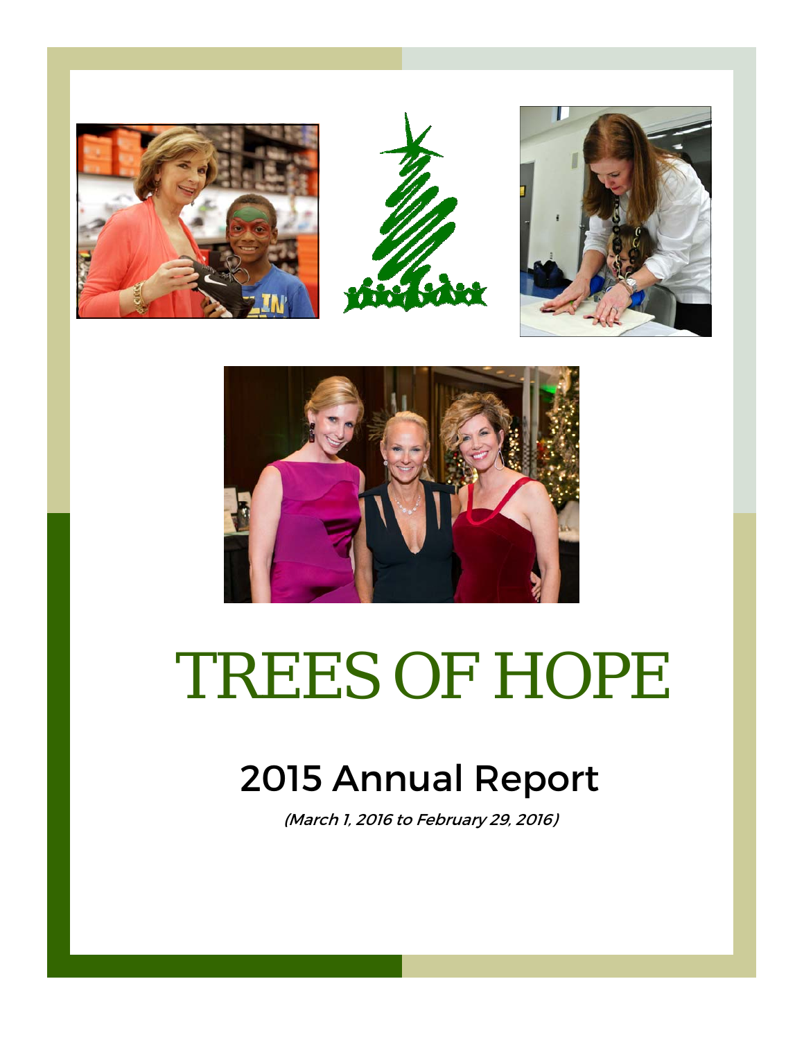# TREES OF HOPE

## 2015 Annual Report

*(March 1, 2016 to February 29, 2016)*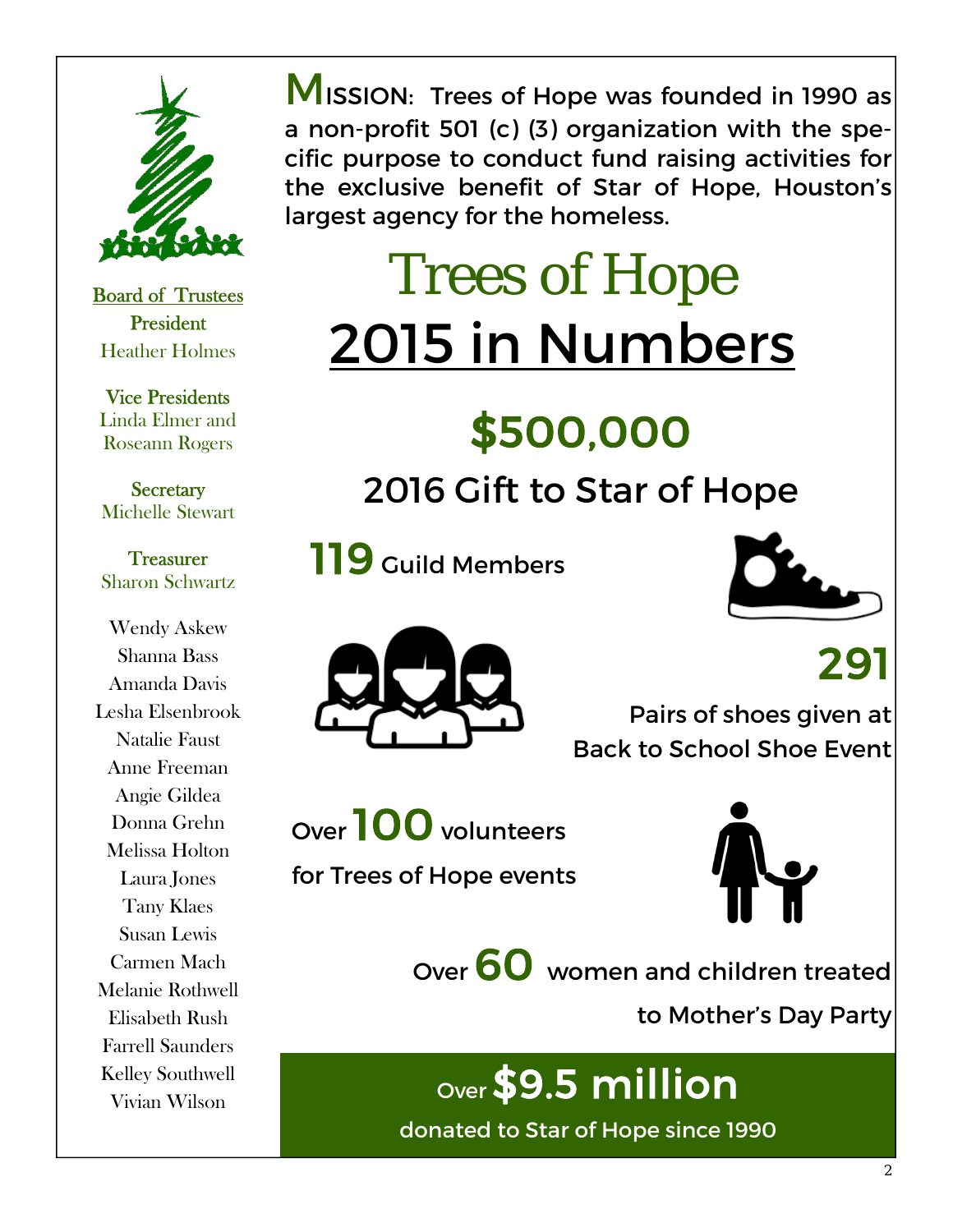**Board of Trustees**

**President**
Heather Holmes

**Vice Presidents**
Linda Elmer and
Roseann Rogers

**Secretary**
Michelle Stewart

**Treasurer**
Sharon Schwartz

Wendy Askew
Shanna Bass
Amanda Davis
Lesha Elsenbrook
Natalie Faust
Anne Freeman
Angie Gildea
Donna Grehn
Melissa Holton
Laura Jones
Tany Klaes
Susan Lewis
Carmen Mach
Melanie Rothwell
Elisabeth Rush
Farrell Saunders
Kelley Southwell
Vivian Wilson

MISSION: Trees of Hope was founded in 1990 as a non-profit 501 (c) (3) organization with the specific purpose to conduct fund raising activities for the exclusive benefit of Star of Hope, Houston's largest agency for the homeless.

# Trees of Hope

# 2015 in Numbers

## $500,000

2016 Gift to Star of Hope

**119** Guild Members

**291**

Pairs of shoes given at Back to School Shoe Event

Over **100** volunteers for Trees of Hope events

Over **60** women and children treated to Mother's Day Party

Over **$9.5 million**

donated to Star of Hope since 1990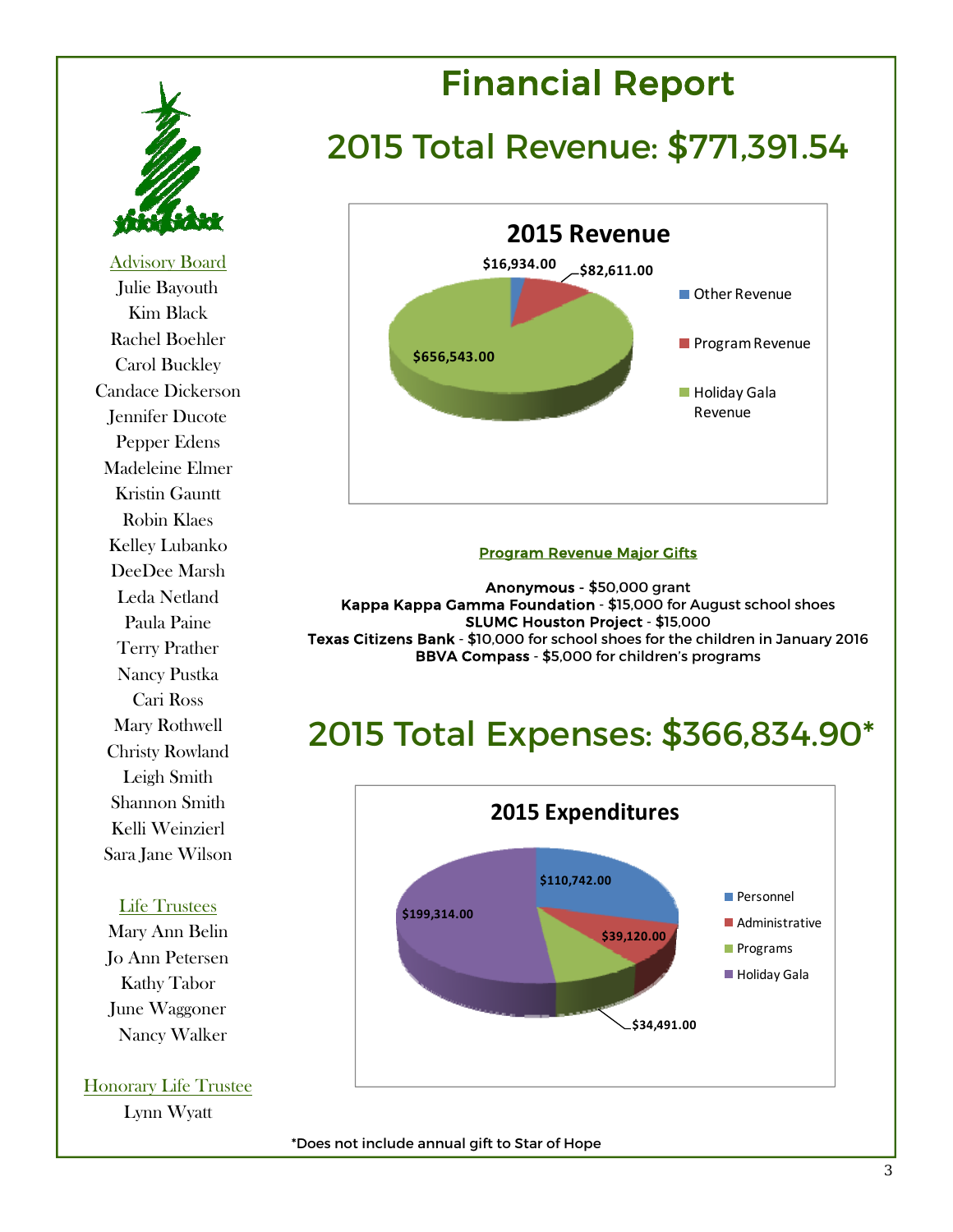# Financial Report

## 2015 Total Revenue: $771,391.54

**2015 Revenue**

| Category | Amount |
|---|---|
| Other Revenue | $16,934.00 |
| Program Revenue | $82,611.00 |
| Holiday Gala Revenue | $656,543.00 |

**Program Revenue Major Gifts**

**Anonymous** - $50,000 grant
**Kappa Kappa Gamma Foundation** - $15,000 for August school shoes
**SLUMC Houston Project** - $15,000
**Texas Citizens Bank** - $10,000 for school shoes for the children in January 2016
**BBVA Compass** - $5,000 for children's programs

## 2015 Total Expenses: $366,834.90*

**2015 Expenditures**

| Category | Amount |
|---|---|
| Personnel | $110,742.00 |
| Administrative | $39,120.00 |
| Programs | $34,491.00 |
| Holiday Gala | $199,314.00 |

*Does not include annual gift to Star of Hope

Advisory Board

Julie Bayouth
Kim Black
Rachel Boehler
Carol Buckley
Candace Dickerson
Jennifer Ducote
Pepper Edens
Madeleine Elmer
Kristin Gauntt
Robin Klaes
Kelley Lubanko
DeeDee Marsh
Leda Netland
Paula Paine
Terry Prather
Nancy Pustka
Cari Ross
Mary Rothwell
Christy Rowland
Leigh Smith
Shannon Smith
Kelli Weinzierl
Sara Jane Wilson

Life Trustees

Mary Ann Belin
Jo Ann Petersen
Kathy Tabor
June Waggoner
Nancy Walker

Honorary Life Trustee

Lynn Wyatt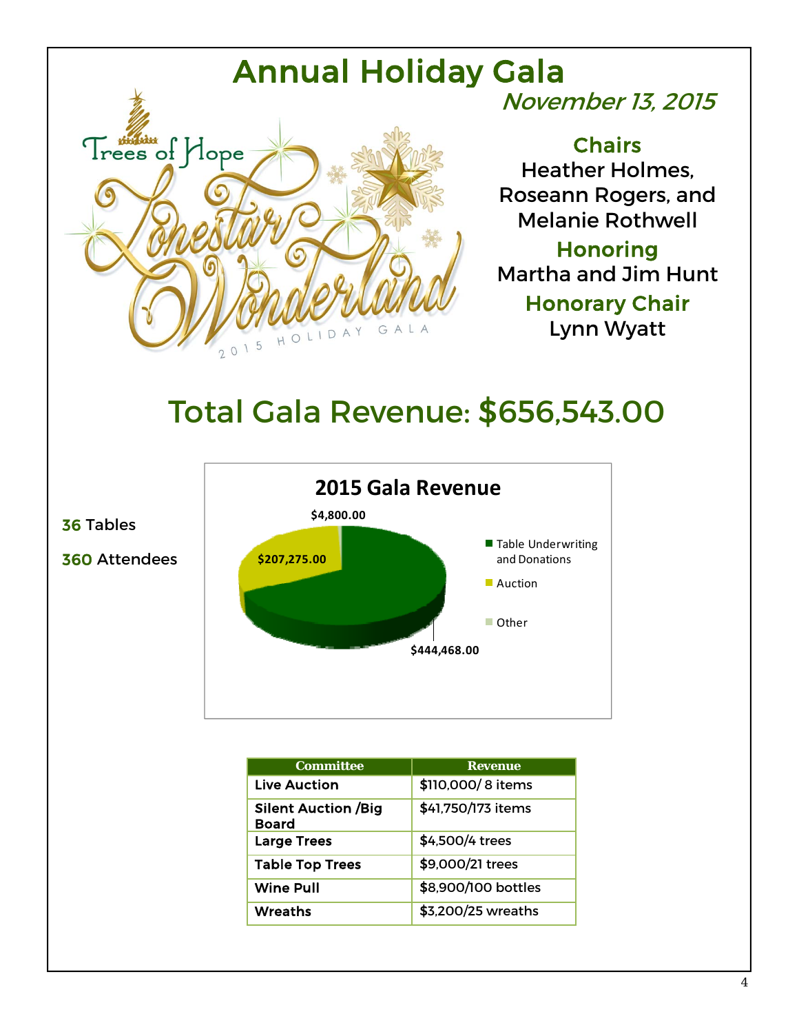# Annual Holiday Gala

*November 13, 2015*

Trees of Hope

Lonestar Wonderland

2015 HOLIDAY GALA

**Chairs**
Heather Holmes, Roseann Rogers, and Melanie Rothwell

**Honoring**
Martha and Jim Hunt

**Honorary Chair**
Lynn Wyatt

## Total Gala Revenue: $656,543.00

**36** Tables

**360** Attendees

**2015 Gala Revenue**

- Table Underwriting and Donations: $444,468.00
- Auction: $207,275.00
- Other: $4,800.00

| Committee | Revenue |
|---|---|
| **Live Auction** | $110,000/ 8 items |
| **Silent Auction /Big Board** | $41,750/173 items |
| **Large Trees** | $4,500/4 trees |
| **Table Top Trees** | $9,000/21 trees |
| **Wine Pull** | $8,900/100 bottles |
| **Wreaths** | $3,200/25 wreaths |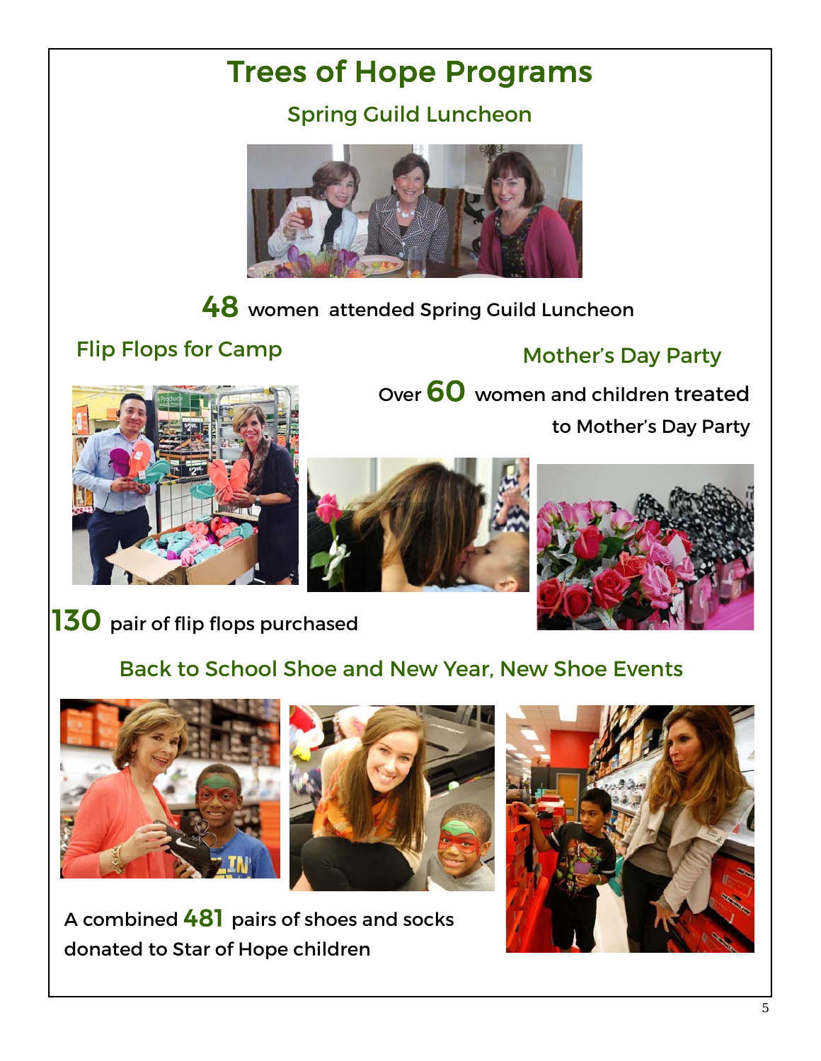# Trees of Hope Programs

## Spring Guild Luncheon

**48** women attended Spring Guild Luncheon

## Flip Flops for Camp

**130** pair of flip flops purchased

## Mother's Day Party

Over **60** women and children treated to Mother's Day Party

## Back to School Shoe and New Year, New Shoe Events

A combined **481** pairs of shoes and socks donated to Star of Hope children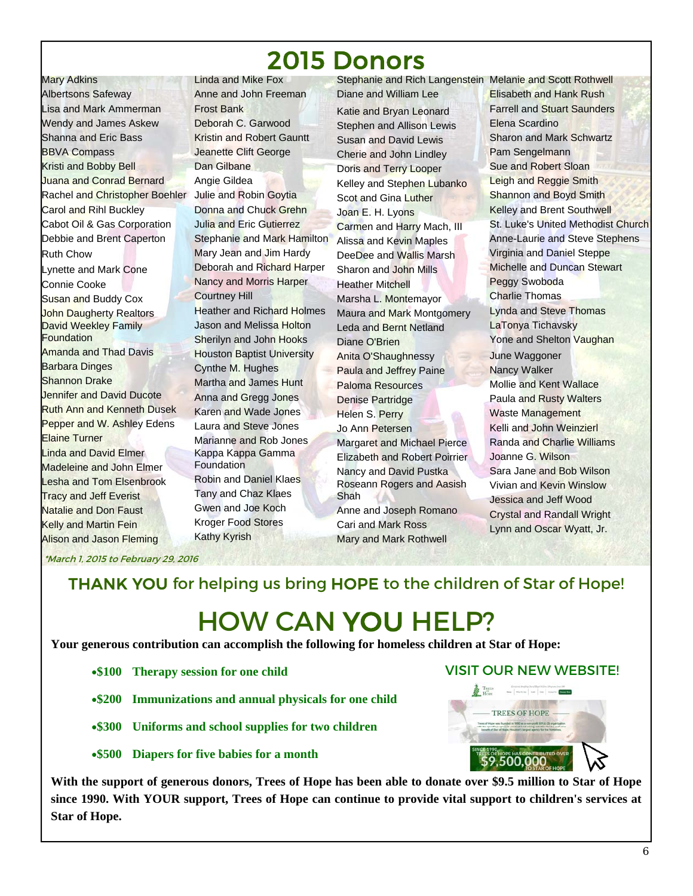# 2015 Donors

Mary Adkins
Albertsons Safeway
Lisa and Mark Ammerman
Wendy and James Askew
Shanna and Eric Bass
BBVA Compass
Kristi and Bobby Bell
Juana and Conrad Bernard
Rachel and Christopher Boehler
Carol and Rihl Buckley
Cabot Oil & Gas Corporation
Debbie and Brent Caperton
Ruth Chow
Lynette and Mark Cone
Connie Cooke
Susan and Buddy Cox
John Daugherty Realtors
David Weekley Family Foundation
Amanda and Thad Davis
Barbara Dinges
Shannon Drake
Jennifer and David Ducote
Ruth Ann and Kenneth Dusek
Pepper and W. Ashley Edens
Elaine Turner
Linda and David Elmer
Madeleine and John Elmer
Lesha and Tom Elsenbrook
Tracy and Jeff Everist
Natalie and Don Faust
Kelly and Martin Fein
Alison and Jason Fleming
Linda and Mike Fox
Anne and John Freeman
Frost Bank
Deborah C. Garwood
Kristin and Robert Gauntt
Jeanette Clift George
Dan Gilbane
Angie Gildea
Julie and Robin Goytia
Donna and Chuck Grehn
Julia and Eric Gutierrez
Stephanie and Mark Hamilton
Mary Jean and Jim Hardy
Deborah and Richard Harper
Nancy and Morris Harper
Courtney Hill
Heather and Richard Holmes
Jason and Melissa Holton
Sherilyn and John Hooks
Houston Baptist University
Cynthe M. Hughes
Martha and James Hunt
Anna and Gregg Jones
Karen and Wade Jones
Laura and Steve Jones
Marianne and Rob Jones
Kappa Kappa Gamma Foundation
Robin and Daniel Klaes
Tany and Chaz Klaes
Gwen and Joe Koch
Kroger Food Stores
Kathy Kyrish
Stephanie and Rich Langenstein
Diane and William Lee
Katie and Bryan Leonard
Stephen and Allison Lewis
Susan and David Lewis
Cherie and John Lindley
Doris and Terry Looper
Kelley and Stephen Lubanko
Scot and Gina Luther
Joan E. H. Lyons
Carmen and Harry Mach, III
Alissa and Kevin Maples
DeeDee and Wallis Marsh
Sharon and John Mills
Heather Mitchell
Marsha L. Montemayor
Maura and Mark Montgomery
Leda and Bernt Netland
Diane O'Brien
Anita O'Shaughnessy
Paula and Jeffrey Paine
Paloma Resources
Denise Partridge
Helen S. Perry
Jo Ann Petersen
Margaret and Michael Pierce
Elizabeth and Robert Poirrier
Nancy and David Pustka
Roseann Rogers and Aasish Shah
Anne and Joseph Romano
Cari and Mark Ross
Mary and Mark Rothwell
Melanie and Scott Rothwell
Elisabeth and Hank Rush
Farrell and Stuart Saunders
Elena Scardino
Sharon and Mark Schwartz
Pam Sengelmann
Sue and Robert Sloan
Leigh and Reggie Smith
Shannon and Boyd Smith
Kelley and Brent Southwell
St. Luke's United Methodist Church
Anne-Laurie and Steve Stephens
Virginia and Daniel Steppe
Michelle and Duncan Stewart
Peggy Swoboda
Charlie Thomas
Lynda and Steve Thomas
LaTonya Tichavsky
Yone and Shelton Vaughan
June Waggoner
Nancy Walker
Mollie and Kent Wallace
Paula and Rusty Walters
Waste Management
Kelli and John Weinzierl
Randa and Charlie Williams
Joanne G. Wilson
Sara Jane and Bob Wilson
Vivian and Kevin Winslow
Jessica and Jeff Wood
Crystal and Randall Wright
Lynn and Oscar Wyatt, Jr.

*\*March 1, 2015 to February 29, 2016*

## THANK YOU for helping us bring HOPE to the children of Star of Hope!

# HOW CAN YOU HELP?

**Your generous contribution can accomplish the following for homeless children at Star of Hope:**

- **$100 Therapy session for one child**
- **$200 Immunizations and annual physicals for one child**
- **$300 Uniforms and school supplies for two children**
- **$500 Diapers for five babies for a month**

## VISIT OUR NEW WEBSITE!

**With the support of generous donors, Trees of Hope has been able to donate over $9.5 million to Star of Hope since 1990. With YOUR support, Trees of Hope can continue to provide vital support to children's services at Star of Hope.**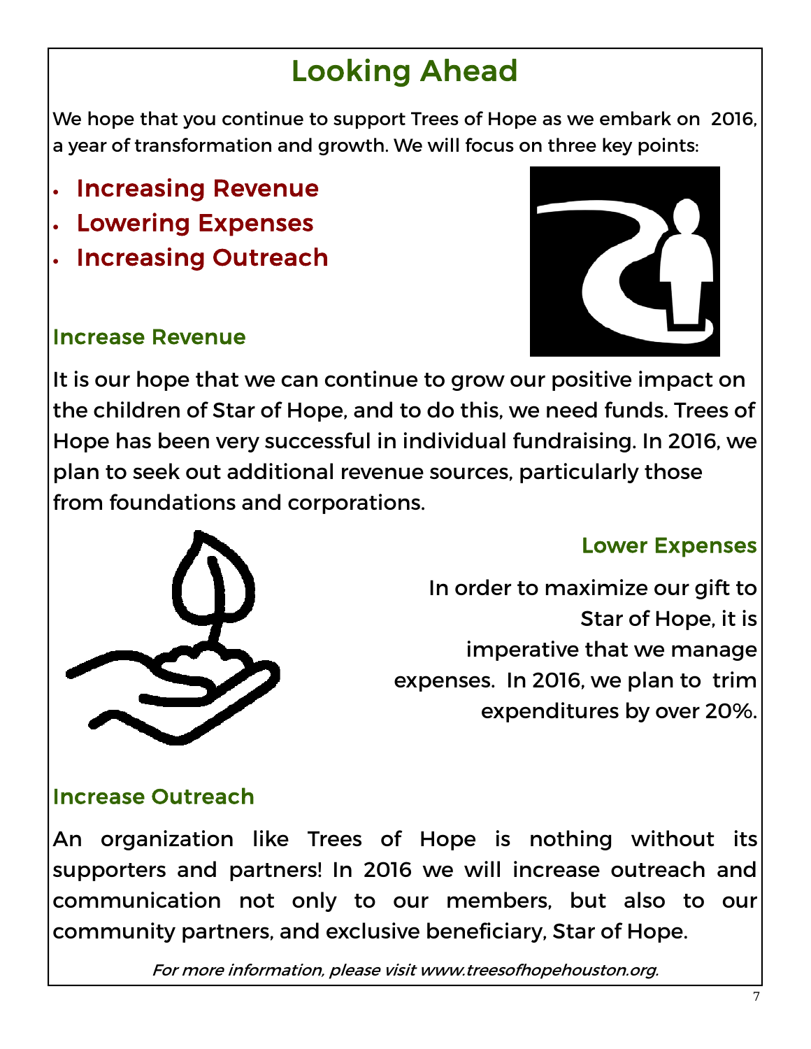# Looking Ahead

We hope that you continue to support Trees of Hope as we embark on 2016, a year of transformation and growth. We will focus on three key points:

- **Increasing Revenue**
- **Lowering Expenses**
- **Increasing Outreach**

## Increase Revenue

It is our hope that we can continue to grow our positive impact on the children of Star of Hope, and to do this, we need funds. Trees of Hope has been very successful in individual fundraising. In 2016, we plan to seek out additional revenue sources, particularly those from foundations and corporations.

## Lower Expenses

In order to maximize our gift to Star of Hope, it is imperative that we manage expenses. In 2016, we plan to trim expenditures by over 20%.

## Increase Outreach

An organization like Trees of Hope is nothing without its supporters and partners! In 2016 we will increase outreach and communication not only to our members, but also to our community partners, and exclusive beneficiary, Star of Hope.

*For more information, please visit www.treesofhopehouston.org.*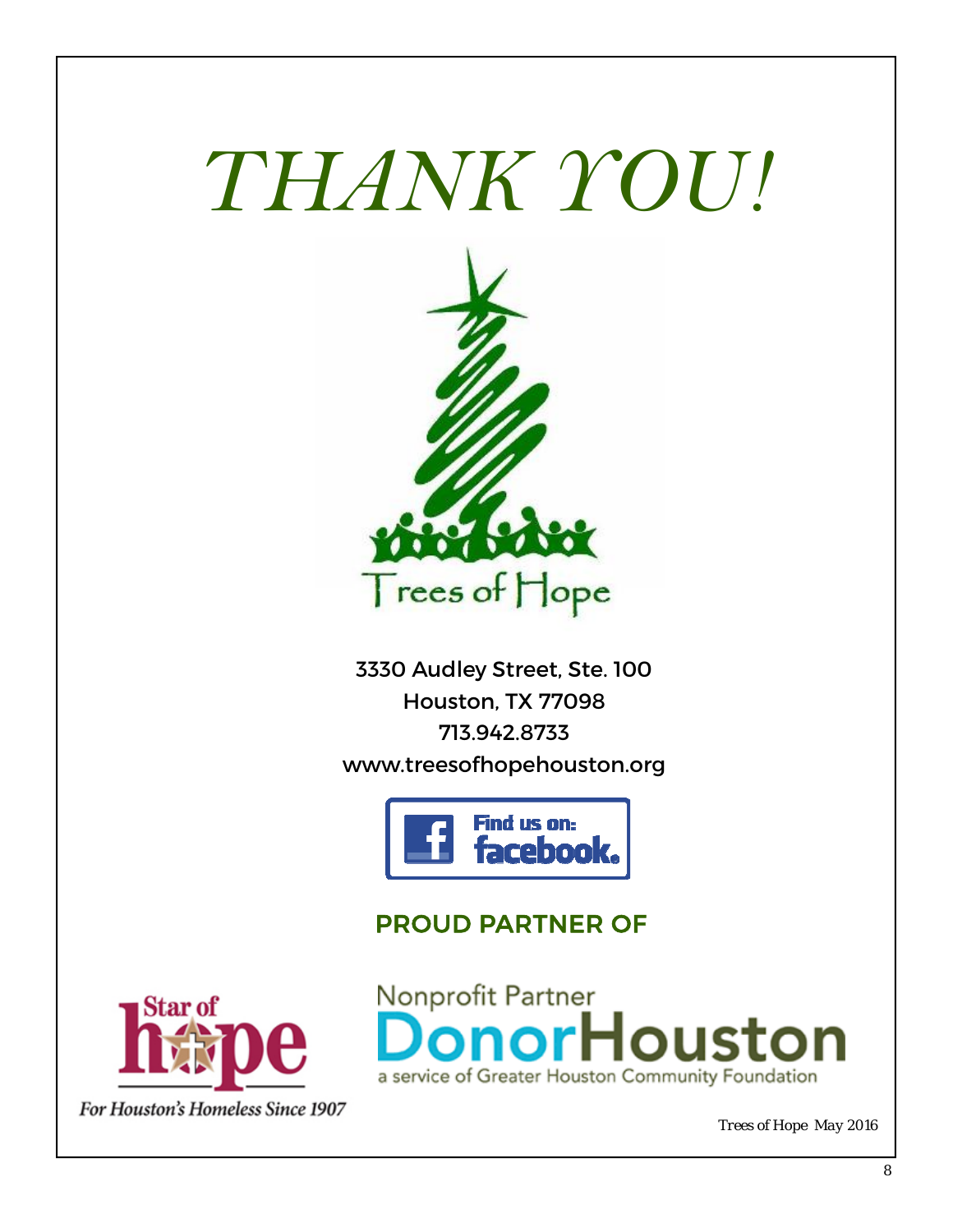# THANK YOU!

Trees of Hope

3330 Audley Street, Ste. 100
Houston, TX 77098
713.942.8733
www.treesofhopehouston.org

Find us on: facebook.

PROUD PARTNER OF

Star of hope
For Houston's Homeless Since 1907

Nonprofit Partner
DonorHouston
a service of Greater Houston Community Foundation

Trees of Hope May 2016